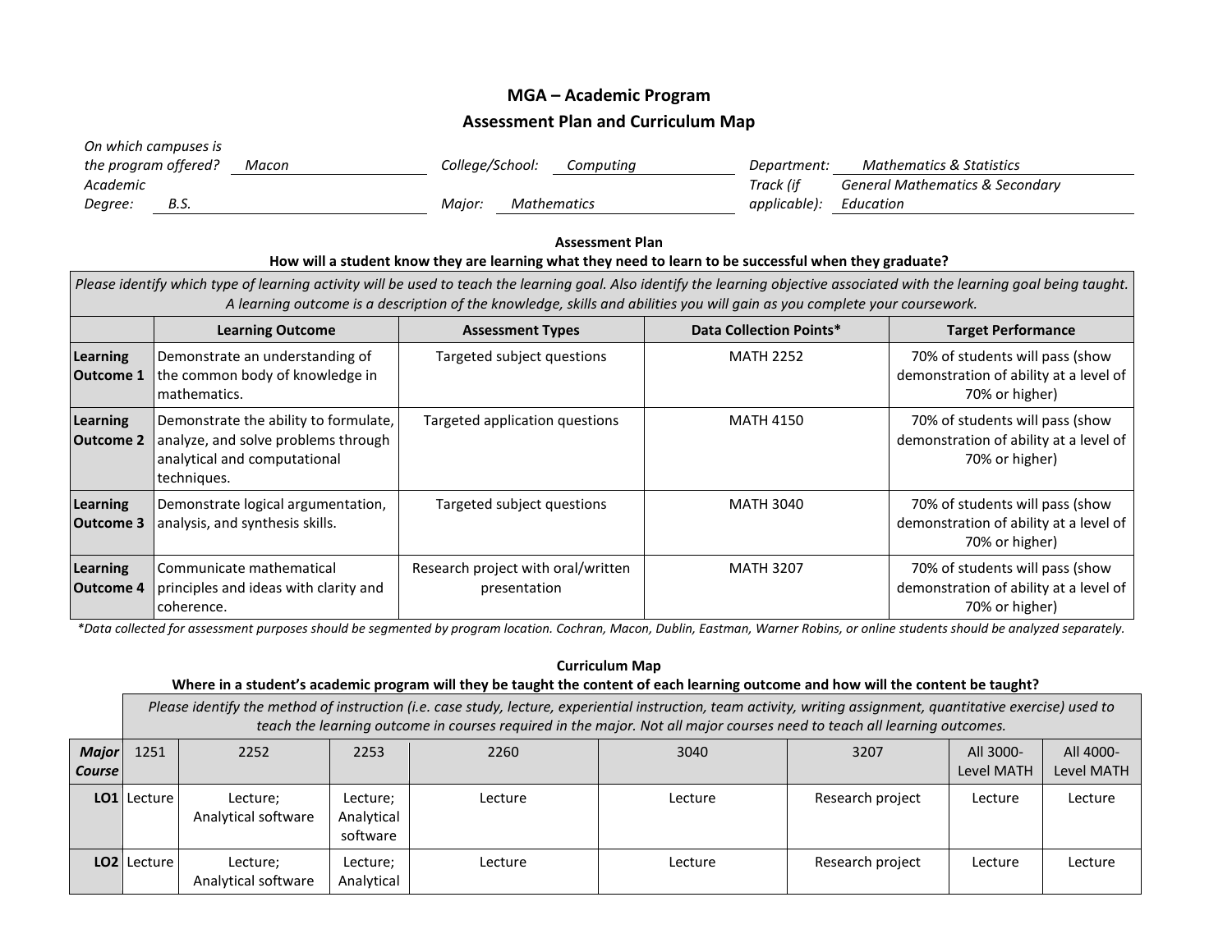# MGA – Academic Program

## Assessment Plan and Curriculum Map

*On which campuses is the program offered?* Macon *College/School:* Computing *Department:* Mathematics & Statistics

*Academic Degree:* B.S. *Major:* Mathematics *Track (if applicable):* General Mathematics & Secondary Education

### Assessment Plan

**How will a student know they are learning what they need to learn to be successful when they graduate?**

| *Please identify which type of learning activity will be used to teach the learning goal. Also identify the learning objective associated with the learning goal being taught. A learning outcome is a description of the knowledge, skills and abilities you will gain as you complete your coursework.* | | | | |
|---|---|---|---|---|
| | **Learning Outcome** | **Assessment Types** | **Data Collection Points*** | **Target Performance** |
| **Learning Outcome 1** | Demonstrate an understanding of the common body of knowledge in mathematics. | Targeted subject questions | MATH 2252 | 70% of students will pass (show demonstration of ability at a level of 70% or higher) |
| **Learning Outcome 2** | Demonstrate the ability to formulate, analyze, and solve problems through analytical and computational techniques. | Targeted application questions | MATH 4150 | 70% of students will pass (show demonstration of ability at a level of 70% or higher) |
| **Learning Outcome 3** | Demonstrate logical argumentation, analysis, and synthesis skills. | Targeted subject questions | MATH 3040 | 70% of students will pass (show demonstration of ability at a level of 70% or higher) |
| **Learning Outcome 4** | Communicate mathematical principles and ideas with clarity and coherence. | Research project with oral/written presentation | MATH 3207 | 70% of students will pass (show demonstration of ability at a level of 70% or higher) |

*\*Data collected for assessment purposes should be segmented by program location. Cochran, Macon, Dublin, Eastman, Warner Robins, or online students should be analyzed separately.*

### Curriculum Map

**Where in a student's academic program will they be taught the content of each learning outcome and how will the content be taught?**

| | *Please identify the method of instruction (i.e. case study, lecture, experiential instruction, team activity, writing assignment, quantitative exercise) used to teach the learning outcome in courses required in the major. Not all major courses need to teach all learning outcomes.* | | | | | | | |
|---|---|---|---|---|---|---|---|---|
| ***Major Course*** | 1251 | 2252 | 2253 | 2260 | 3040 | 3207 | All 3000-Level MATH | All 4000-Level MATH |
| **LO1** | Lecture | Lecture; Analytical software | Lecture; Analytical software | Lecture | Lecture | Research project | Lecture | Lecture |
| **LO2** | Lecture | Lecture; Analytical software | Lecture; Analytical | Lecture | Lecture | Research project | Lecture | Lecture |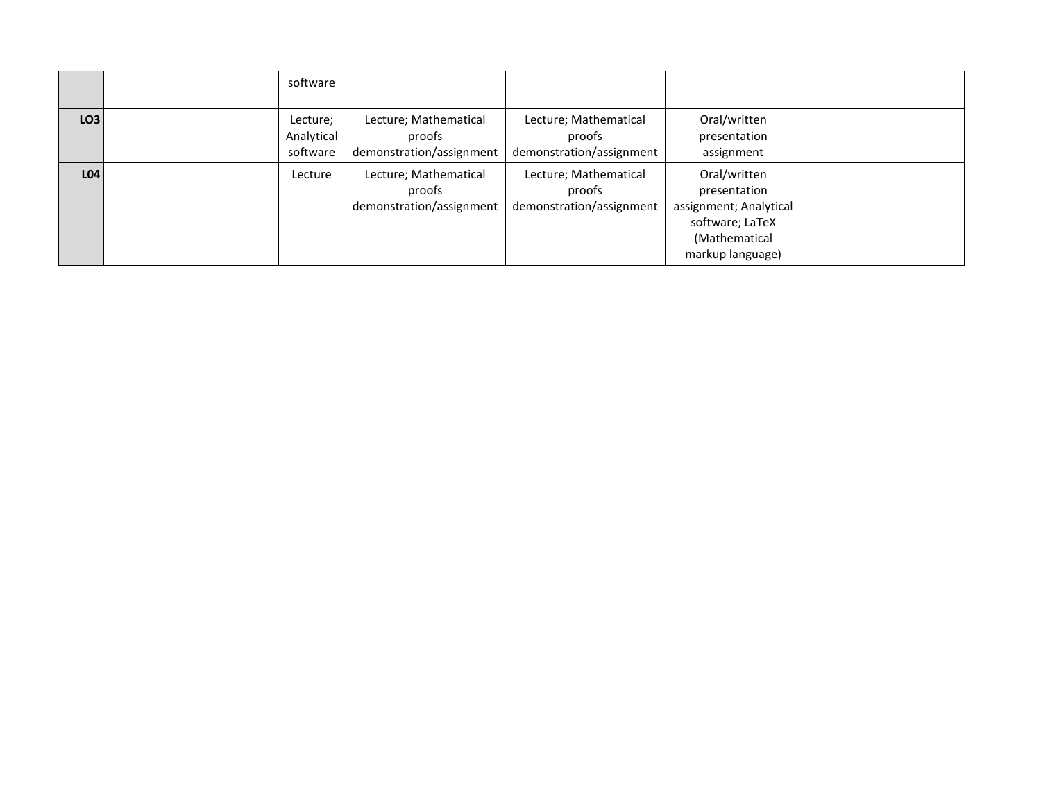| | | | | | | | | |
|---|---|---|---|---|---|---|---|---|
| | | | software | | | | | |
| **LO3** | | | Lecture; Analytical software | Lecture; Mathematical proofs demonstration/assignment | Lecture; Mathematical proofs demonstration/assignment | Oral/written presentation assignment | | |
| **L04** | | | Lecture | Lecture; Mathematical proofs demonstration/assignment | Lecture; Mathematical proofs demonstration/assignment | Oral/written presentation assignment; Analytical software; LaTeX (Mathematical markup language) | | |